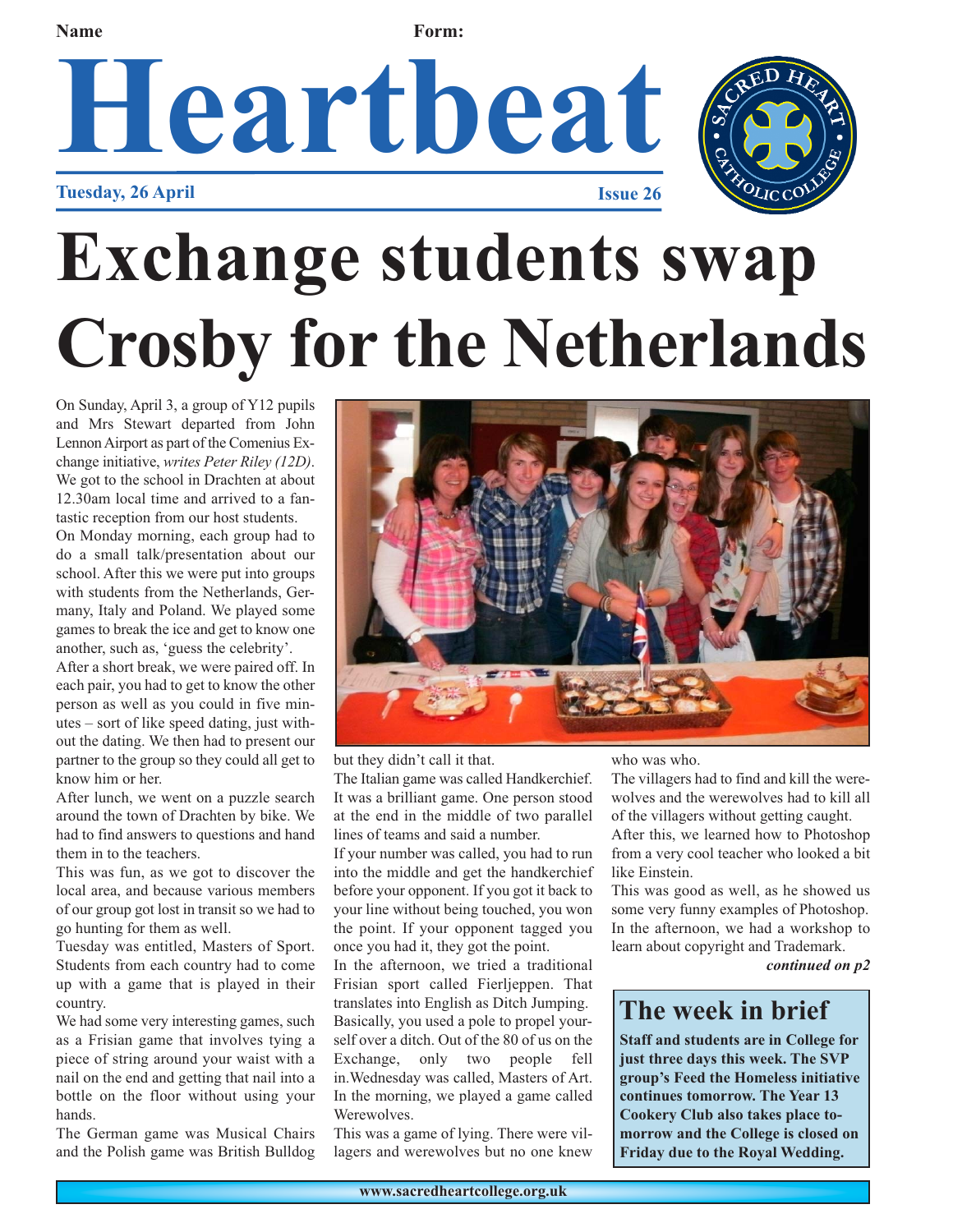Name Form:

# Heartbeat

**Tuesday, 26 April** **Issue 26**

# Exchange students swap Crosby for the Netherlands

On Sunday, April 3, a group of Y12 pupils and Mrs Stewart departed from John Lennon Airport as part of the Comenius Exchange initiative, *writes Peter Riley (12D)*. We got to the school in Drachten at about 12.30am local time and arrived to a fantastic reception from our host students.

On Monday morning, each group had to do a small talk/presentation about our school. After this we were put into groups with students from the Netherlands, Germany, Italy and Poland. We played some games to break the ice and get to know one another, such as, 'guess the celebrity'.

After a short break, we were paired off. In each pair, you had to get to know the other person as well as you could in five minutes – sort of like speed dating, just without the dating. We then had to present our partner to the group so they could all get to know him or her.

After lunch, we went on a puzzle search around the town of Drachten by bike. We had to find answers to questions and hand them in to the teachers.

This was fun, as we got to discover the local area, and because various members of our group got lost in transit so we had to go hunting for them as well.

Tuesday was entitled, Masters of Sport. Students from each country had to come up with a game that is played in their country.

We had some very interesting games, such as a Frisian game that involves tying a piece of string around your waist with a nail on the end and getting that nail into a bottle on the floor without using your hands.

The German game was Musical Chairs and the Polish game was British Bulldog but they didn't call it that.

The Italian game was called Handkerchief. It was a brilliant game. One person stood at the end in the middle of two parallel lines of teams and said a number.

If your number was called, you had to run into the middle and get the handkerchief before your opponent. If you got it back to your line without being touched, you won the point. If your opponent tagged you once you had it, they got the point.

In the afternoon, we tried a traditional Frisian sport called Fierljeppen. That translates into English as Ditch Jumping. Basically, you used a pole to propel yourself over a ditch. Out of the 80 of us on the Exchange, only two people fell in.Wednesday was called, Masters of Art. In the morning, we played a game called Werewolves.

This was a game of lying. There were villagers and werewolves but no one knew who was who.

The villagers had to find and kill the werewolves and the werewolves had to kill all of the villagers without getting caught.

After this, we learned how to Photoshop from a very cool teacher who looked a bit like Einstein.

This was good as well, as he showed us some very funny examples of Photoshop. In the afternoon, we had a workshop to learn about copyright and Trademark.

***continued on p2***

## The week in brief

**Staff and students are in College for just three days this week. The SVP group's Feed the Homeless initiative continues tomorrow. The Year 13 Cookery Club also takes place tomorrow and the College is closed on Friday due to the Royal Wedding.**

www.sacredheartcollege.org.uk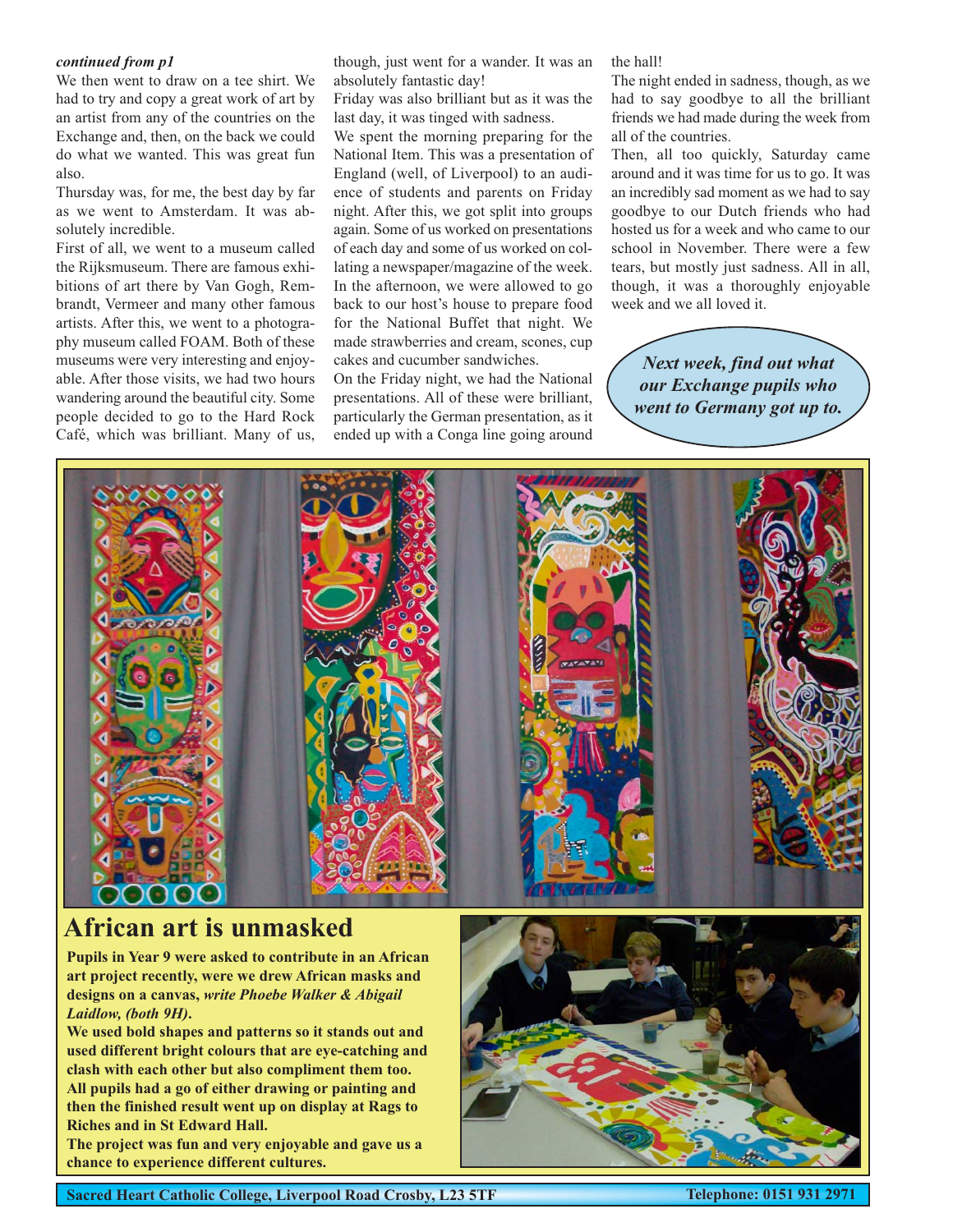***continued from p1***

We then went to draw on a tee shirt. We had to try and copy a great work of art by an artist from any of the countries on the Exchange and, then, on the back we could do what we wanted. This was great fun also.

Thursday was, for me, the best day by far as we went to Amsterdam. It was absolutely incredible.

First of all, we went to a museum called the Rijksmuseum. There are famous exhibitions of art there by Van Gogh, Rembrandt, Vermeer and many other famous artists. After this, we went to a photography museum called FOAM. Both of these museums were very interesting and enjoyable. After those visits, we had two hours wandering around the beautiful city. Some people decided to go to the Hard Rock Café, which was brilliant. Many of us, though, just went for a wander. It was an absolutely fantastic day!

Friday was also brilliant but as it was the last day, it was tinged with sadness.

We spent the morning preparing for the National Item. This was a presentation of England (well, of Liverpool) to an audience of students and parents on Friday night. After this, we got split into groups again. Some of us worked on presentations of each day and some of us worked on collating a newspaper/magazine of the week. In the afternoon, we were allowed to go back to our host's house to prepare food for the National Buffet that night. We made strawberries and cream, scones, cup cakes and cucumber sandwiches.

On the Friday night, we had the National presentations. All of these were brilliant, particularly the German presentation, as it ended up with a Conga line going around the hall!

The night ended in sadness, though, as we had to say goodbye to all the brilliant friends we had made during the week from all of the countries.

Then, all too quickly, Saturday came around and it was time for us to go. It was an incredibly sad moment as we had to say goodbye to our Dutch friends who had hosted us for a week and who came to our school in November. There were a few tears, but mostly just sadness. All in all, though, it was a thoroughly enjoyable week and we all loved it.

***Next week, find out what our Exchange pupils who went to Germany got up to.***

## African art is unmasked

**Pupils in Year 9 were asked to contribute in an African art project recently, were we drew African masks and designs on a canvas, *write Phoebe Walker & Abigail Laidlow, (both 9H)*.**

**We used bold shapes and patterns so it stands out and used different bright colours that are eye-catching and clash with each other but also compliment them too. All pupils had a go of either drawing or painting and then the finished result went up on display at Rags to Riches and in St Edward Hall.**

**The project was fun and very enjoyable and gave us a chance to experience different cultures.**

**Sacred Heart Catholic College, Liverpool Road Crosby, L23 5TF** **Telephone: 0151 931 2971**